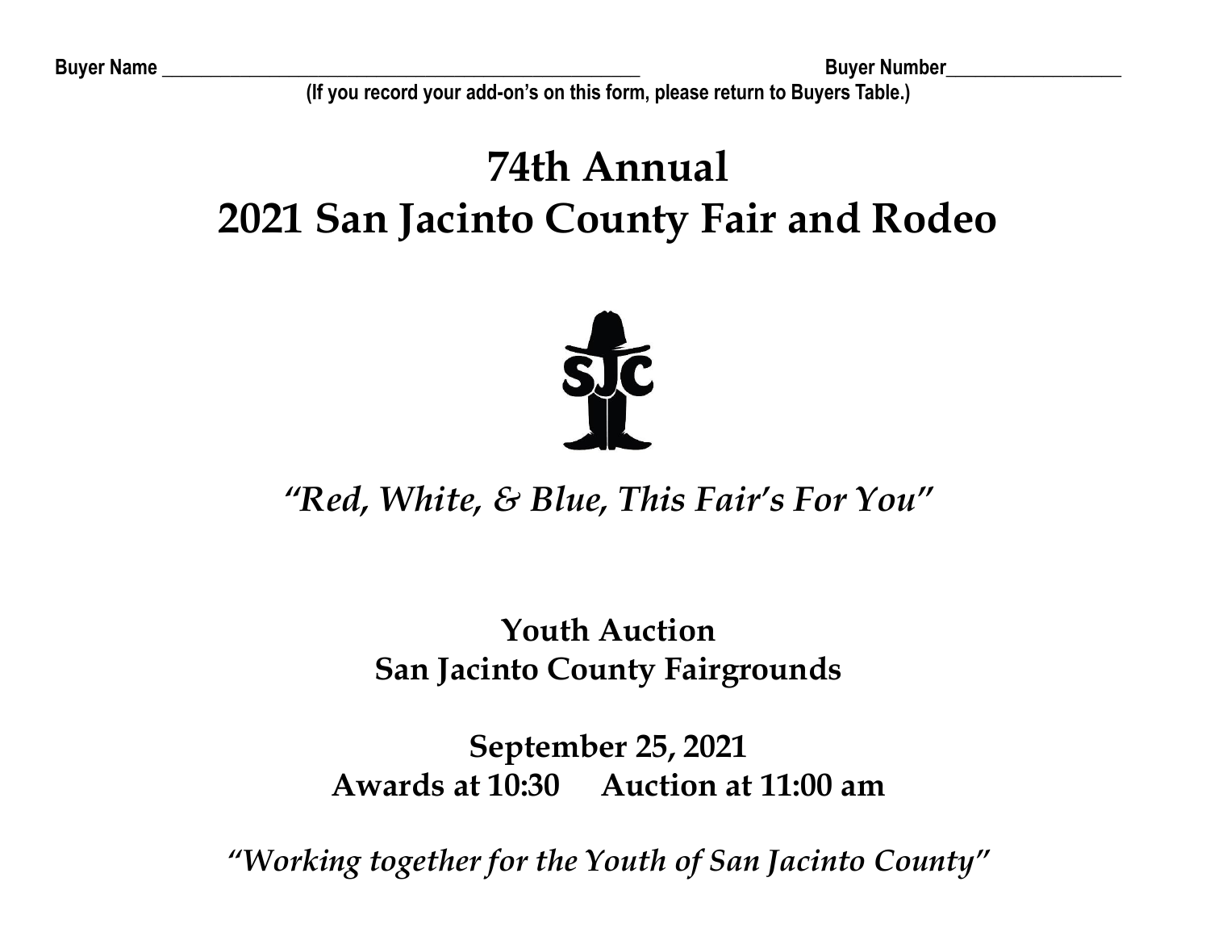**Buyer Name** ________________________________________________ **Buyer Number** ________________

**(If you record your add-on's on this form, please return to Buyers Table.)**

# 74th Annual
# 2021 San Jacinto County Fair and Rodeo

SJC

*"Red, White, & Blue, This Fair's For You"*

## Youth Auction
## San Jacinto County Fairgrounds

**September 25, 2021**

**Awards at 10:30 Auction at 11:00 am**

*"Working together for the Youth of San Jacinto County"*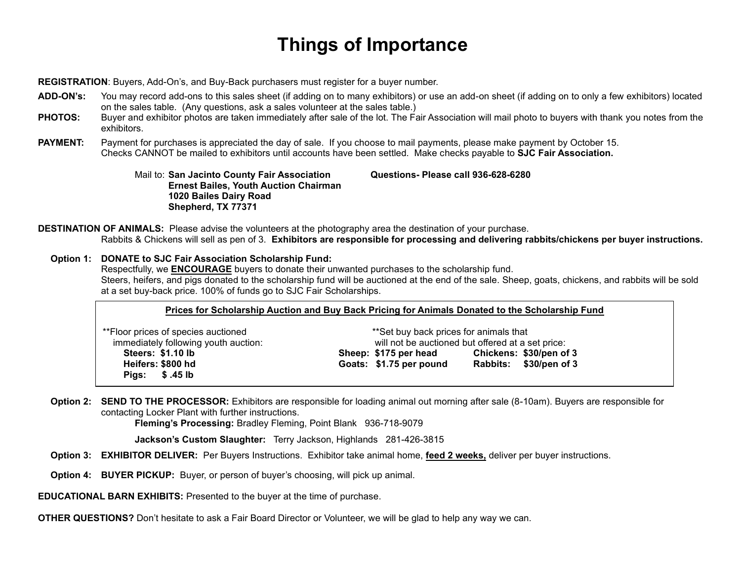# Things of Importance

**REGISTRATION**: Buyers, Add-On's, and Buy-Back purchasers must register for a buyer number.

**ADD-ON's:** You may record add-ons to this sales sheet (if adding on to many exhibitors) or use an add-on sheet (if adding on to only a few exhibitors) located on the sales table. (Any questions, ask a sales volunteer at the sales table.)

**PHOTOS:** Buyer and exhibitor photos are taken immediately after sale of the lot. The Fair Association will mail photo to buyers with thank you notes from the exhibitors.

**PAYMENT:** Payment for purchases is appreciated the day of sale. If you choose to mail payments, please make payment by October 15. Checks CANNOT be mailed to exhibitors until accounts have been settled. Make checks payable to **SJC Fair Association.**

Mail to: **San Jacinto County Fair Association**
**Ernest Bailes, Youth Auction Chairman**
**1020 Bailes Dairy Road**
**Shepherd, TX 77371**

**Questions- Please call 936-628-6280**

**DESTINATION OF ANIMALS:** Please advise the volunteers at the photography area the destination of your purchase.
Rabbits & Chickens will sell as pen of 3. **Exhibitors are responsible for processing and delivering rabbits/chickens per buyer instructions.**

**Option 1: DONATE to SJC Fair Association Scholarship Fund:**
Respectfully, we **ENCOURAGE** buyers to donate their unwanted purchases to the scholarship fund.
Steers, heifers, and pigs donated to the scholarship fund will be auctioned at the end of the sale. Sheep, goats, chickens, and rabbits will be sold at a set buy-back price. 100% of funds go to SJC Fair Scholarships.

**Prices for Scholarship Auction and Buy Back Pricing for Animals Donated to the Scholarship Fund**

| **Floor prices of species auctioned immediately following youth auction: | **Set buy back prices for animals that will not be auctioned but offered at a set price: | |
|---|---|---|
| **Steers: $1.10 lb** | **Sheep: $175 per head** | **Chickens: $30/pen of 3** |
| **Heifers: $800 hd** | **Goats: $1.75 per pound** | **Rabbits: $30/pen of 3** |
| **Pigs: $ .45 lb** | | |

**Option 2: SEND TO THE PROCESSOR:** Exhibitors are responsible for loading animal out morning after sale (8-10am). Buyers are responsible for contacting Locker Plant with further instructions.

**Fleming's Processing:** Bradley Fleming, Point Blank 936-718-9079

**Jackson's Custom Slaughter:** Terry Jackson, Highlands 281-426-3815

**Option 3: EXHIBITOR DELIVER:** Per Buyers Instructions. Exhibitor take animal home, **feed 2 weeks,** deliver per buyer instructions.

**Option 4: BUYER PICKUP:** Buyer, or person of buyer's choosing, will pick up animal.

**EDUCATIONAL BARN EXHIBITS:** Presented to the buyer at the time of purchase.

**OTHER QUESTIONS?** Don't hesitate to ask a Fair Board Director or Volunteer, we will be glad to help any way we can.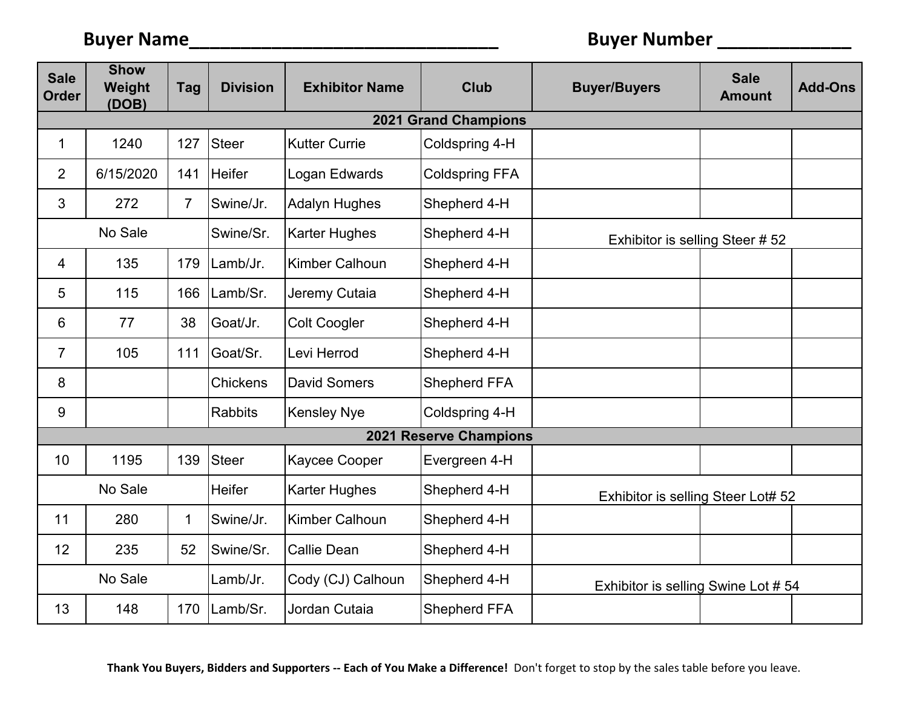**Buyer Name**________________________________ **Buyer Number** ______________

| Sale Order | Show Weight (DOB) | Tag | Division | Exhibitor Name | Club | Buyer/Buyers | Sale Amount | Add-Ons |
|---|---|---|---|---|---|---|---|---|
| **2021 Grand Champions** | | | | | | | | |
| 1 | 1240 | 127 | Steer | Kutter Currie | Coldspring 4-H | | | |
| 2 | 6/15/2020 | 141 | Heifer | Logan Edwards | Coldspring FFA | | | |
| 3 | 272 | 7 | Swine/Jr. | Adalyn Hughes | Shepherd 4-H | | | |
| No Sale | | | Swine/Sr. | Karter Hughes | Shepherd 4-H | Exhibitor is selling Steer # 52 | | |
| 4 | 135 | 179 | Lamb/Jr. | Kimber Calhoun | Shepherd 4-H | | | |
| 5 | 115 | 166 | Lamb/Sr. | Jeremy Cutaia | Shepherd 4-H | | | |
| 6 | 77 | 38 | Goat/Jr. | Colt Coogler | Shepherd 4-H | | | |
| 7 | 105 | 111 | Goat/Sr. | Levi Herrod | Shepherd 4-H | | | |
| 8 | | | Chickens | David Somers | Shepherd FFA | | | |
| 9 | | | Rabbits | Kensley Nye | Coldspring 4-H | | | |
| **2021 Reserve Champions** | | | | | | | | |
| 10 | 1195 | 139 | Steer | Kaycee Cooper | Evergreen 4-H | | | |
| No Sale | | | Heifer | Karter Hughes | Shepherd 4-H | Exhibitor is selling Steer Lot# 52 | | |
| 11 | 280 | 1 | Swine/Jr. | Kimber Calhoun | Shepherd 4-H | | | |
| 12 | 235 | 52 | Swine/Sr. | Callie Dean | Shepherd 4-H | | | |
| No Sale | | | Lamb/Jr. | Cody (CJ) Calhoun | Shepherd 4-H | Exhibitor is selling Swine Lot # 54 | | |
| 13 | 148 | 170 | Lamb/Sr. | Jordan Cutaia | Shepherd FFA | | | |

**Thank You Buyers, Bidders and Supporters -- Each of You Make a Difference!** Don't forget to stop by the sales table before you leave.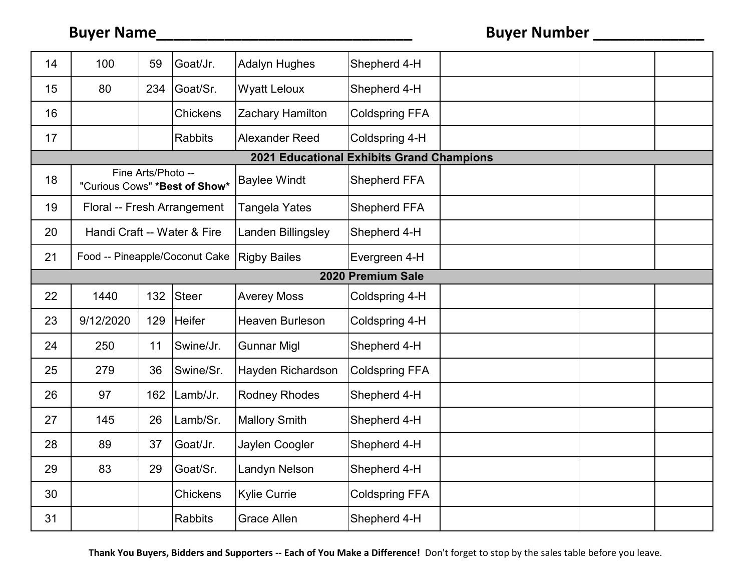Buyer Name_______________________________ Buyer Number _____________

| | | | | | | | | |
|---|---|---|---|---|---|---|---|---|
| 14 | 100 | 59 | Goat/Jr. | Adalyn Hughes | Shepherd 4-H | | | |
| 15 | 80 | 234 | Goat/Sr. | Wyatt Leloux | Shepherd 4-H | | | |
| 16 | | | Chickens | Zachary Hamilton | Coldspring FFA | | | |
| 17 | | | Rabbits | Alexander Reed | Coldspring 4-H | | | |
| **2021 Educational Exhibits Grand Champions** | | | | | | | | |
| 18 | Fine Arts/Photo -- "Curious Cows" ***Best of Show*** | | | Baylee Windt | Shepherd FFA | | | |
| 19 | Floral -- Fresh Arrangement | | | Tangela Yates | Shepherd FFA | | | |
| 20 | Handi Craft -- Water & Fire | | | Landen Billingsley | Shepherd 4-H | | | |
| 21 | Food -- Pineapple/Coconut Cake | | | Rigby Bailes | Evergreen 4-H | | | |
| **2020 Premium Sale** | | | | | | | | |
| 22 | 1440 | 132 | Steer | Averey Moss | Coldspring 4-H | | | |
| 23 | 9/12/2020 | 129 | Heifer | Heaven Burleson | Coldspring 4-H | | | |
| 24 | 250 | 11 | Swine/Jr. | Gunnar Migl | Shepherd 4-H | | | |
| 25 | 279 | 36 | Swine/Sr. | Hayden Richardson | Coldspring FFA | | | |
| 26 | 97 | 162 | Lamb/Jr. | Rodney Rhodes | Shepherd 4-H | | | |
| 27 | 145 | 26 | Lamb/Sr. | Mallory Smith | Shepherd 4-H | | | |
| 28 | 89 | 37 | Goat/Jr. | Jaylen Coogler | Shepherd 4-H | | | |
| 29 | 83 | 29 | Goat/Sr. | Landyn Nelson | Shepherd 4-H | | | |
| 30 | | | Chickens | Kylie Currie | Coldspring FFA | | | |
| 31 | | | Rabbits | Grace Allen | Shepherd 4-H | | | |

**Thank You Buyers, Bidders and Supporters -- Each of You Make a Difference!** Don't forget to stop by the sales table before you leave.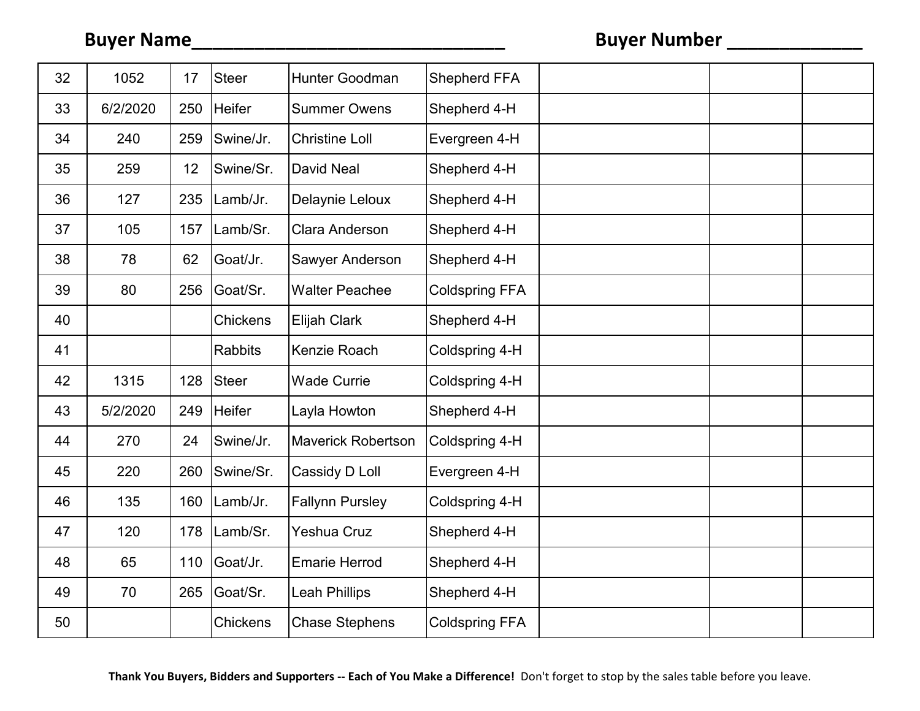**Buyer Name**\_\_\_\_\_\_\_\_\_\_\_\_\_\_\_\_\_\_\_\_\_\_\_\_\_\_\_\_\_\_\_\_ **Buyer Number** \_\_\_\_\_\_\_\_\_\_\_\_\_\_

| | | | | | | | | |
|---|---|---|---|---|---|---|---|---|
| 32 | 1052 | 17 | Steer | Hunter Goodman | Shepherd FFA | | | |
| 33 | 6/2/2020 | 250 | Heifer | Summer Owens | Shepherd 4-H | | | |
| 34 | 240 | 259 | Swine/Jr. | Christine Loll | Evergreen 4-H | | | |
| 35 | 259 | 12 | Swine/Sr. | David Neal | Shepherd 4-H | | | |
| 36 | 127 | 235 | Lamb/Jr. | Delaynie Leloux | Shepherd 4-H | | | |
| 37 | 105 | 157 | Lamb/Sr. | Clara Anderson | Shepherd 4-H | | | |
| 38 | 78 | 62 | Goat/Jr. | Sawyer Anderson | Shepherd 4-H | | | |
| 39 | 80 | 256 | Goat/Sr. | Walter Peachee | Coldspring FFA | | | |
| 40 | | | Chickens | Elijah Clark | Shepherd 4-H | | | |
| 41 | | | Rabbits | Kenzie Roach | Coldspring 4-H | | | |
| 42 | 1315 | 128 | Steer | Wade Currie | Coldspring 4-H | | | |
| 43 | 5/2/2020 | 249 | Heifer | Layla Howton | Shepherd 4-H | | | |
| 44 | 270 | 24 | Swine/Jr. | Maverick Robertson | Coldspring 4-H | | | |
| 45 | 220 | 260 | Swine/Sr. | Cassidy D Loll | Evergreen 4-H | | | |
| 46 | 135 | 160 | Lamb/Jr. | Fallynn Pursley | Coldspring 4-H | | | |
| 47 | 120 | 178 | Lamb/Sr. | Yeshua Cruz | Shepherd 4-H | | | |
| 48 | 65 | 110 | Goat/Jr. | Emarie Herrod | Shepherd 4-H | | | |
| 49 | 70 | 265 | Goat/Sr. | Leah Phillips | Shepherd 4-H | | | |
| 50 | | | Chickens | Chase Stephens | Coldspring FFA | | | |

**Thank You Buyers, Bidders and Supporters -- Each of You Make a Difference!** Don't forget to stop by the sales table before you leave.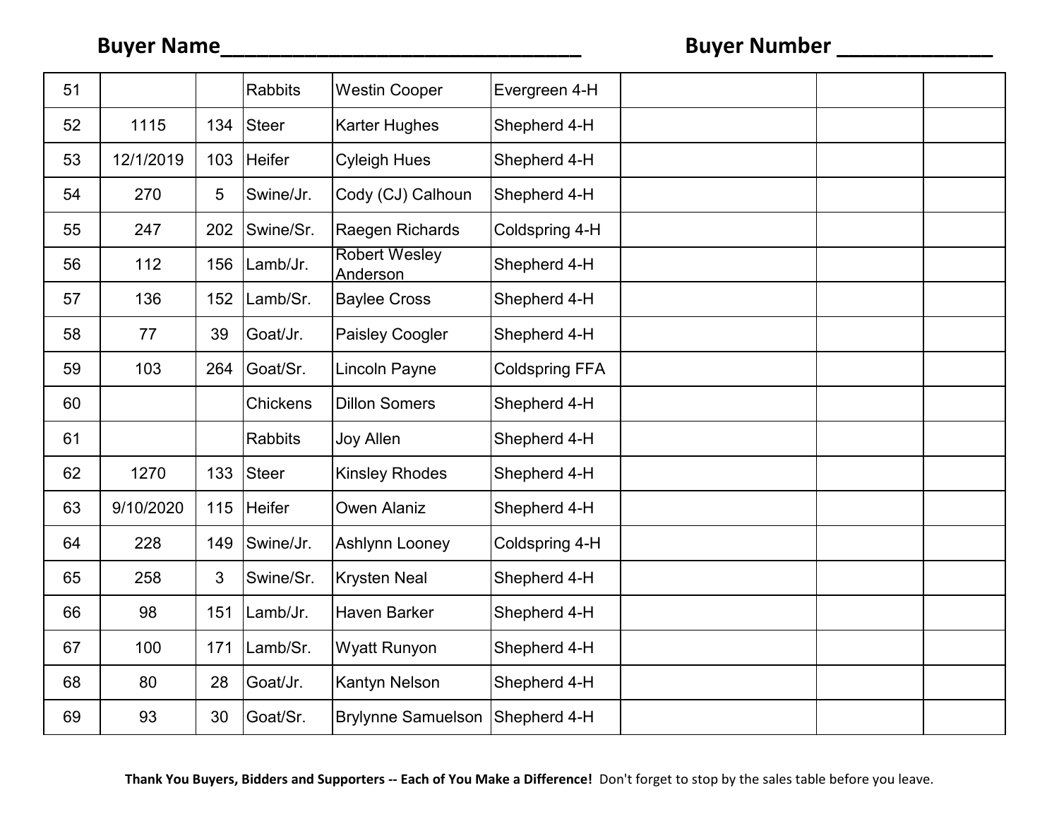**Buyer Name_______________________________** **Buyer Number _____________**

| | | | | | | | | |
|---|---|---|---|---|---|---|---|---|
| 51 | | | Rabbits | Westin Cooper | Evergreen 4-H | | | |
| 52 | 1115 | 134 | Steer | Karter Hughes | Shepherd 4-H | | | |
| 53 | 12/1/2019 | 103 | Heifer | Cyleigh Hues | Shepherd 4-H | | | |
| 54 | 270 | 5 | Swine/Jr. | Cody (CJ) Calhoun | Shepherd 4-H | | | |
| 55 | 247 | 202 | Swine/Sr. | Raegen Richards | Coldspring 4-H | | | |
| 56 | 112 | 156 | Lamb/Jr. | Robert Wesley Anderson | Shepherd 4-H | | | |
| 57 | 136 | 152 | Lamb/Sr. | Baylee Cross | Shepherd 4-H | | | |
| 58 | 77 | 39 | Goat/Jr. | Paisley Coogler | Shepherd 4-H | | | |
| 59 | 103 | 264 | Goat/Sr. | Lincoln Payne | Coldspring FFA | | | |
| 60 | | | Chickens | Dillon Somers | Shepherd 4-H | | | |
| 61 | | | Rabbits | Joy Allen | Shepherd 4-H | | | |
| 62 | 1270 | 133 | Steer | Kinsley Rhodes | Shepherd 4-H | | | |
| 63 | 9/10/2020 | 115 | Heifer | Owen Alaniz | Shepherd 4-H | | | |
| 64 | 228 | 149 | Swine/Jr. | Ashlynn Looney | Coldspring 4-H | | | |
| 65 | 258 | 3 | Swine/Sr. | Krysten Neal | Shepherd 4-H | | | |
| 66 | 98 | 151 | Lamb/Jr. | Haven Barker | Shepherd 4-H | | | |
| 67 | 100 | 171 | Lamb/Sr. | Wyatt Runyon | Shepherd 4-H | | | |
| 68 | 80 | 28 | Goat/Jr. | Kantyn Nelson | Shepherd 4-H | | | |
| 69 | 93 | 30 | Goat/Sr. | Brylynne Samuelson | Shepherd 4-H | | | |

**Thank You Buyers, Bidders and Supporters -- Each of You Make a Difference!** Don't forget to stop by the sales table before you leave.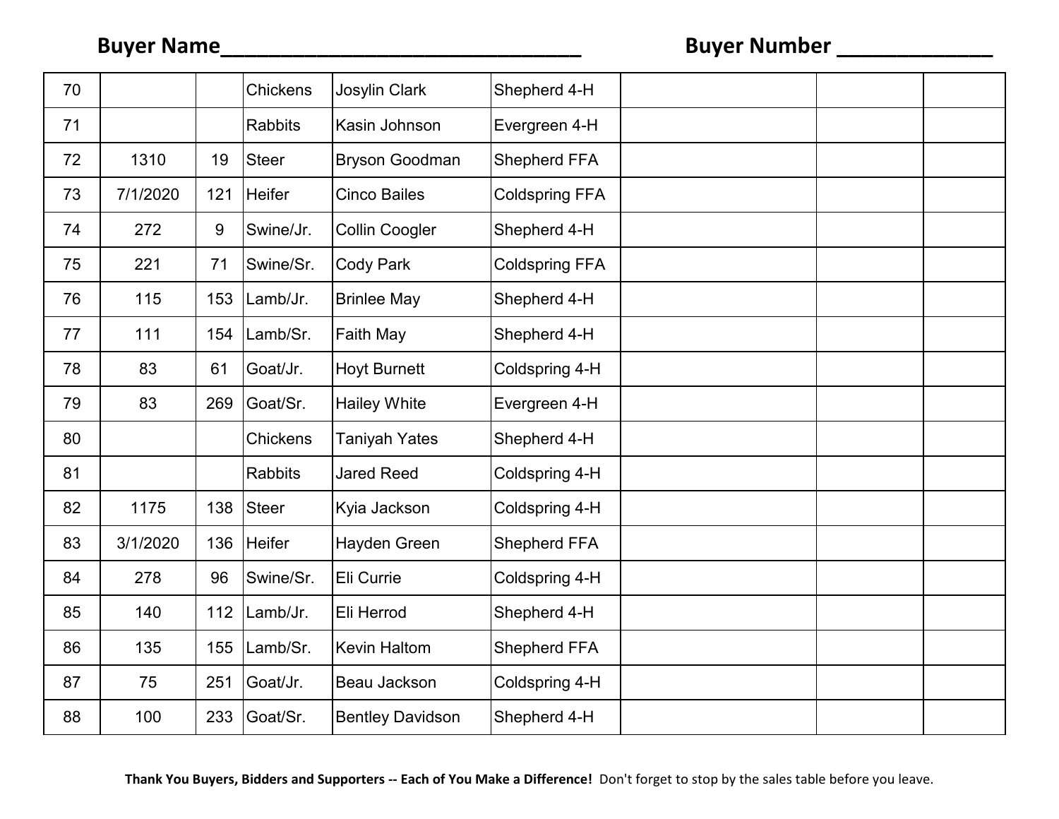**Buyer Name**_______________________________ **Buyer Number** _____________

| | | | | | | | | |
|---|---|---|---|---|---|---|---|---|
| 70 | | | Chickens | Josylin Clark | Shepherd 4-H | | | |
| 71 | | | Rabbits | Kasin Johnson | Evergreen 4-H | | | |
| 72 | 1310 | 19 | Steer | Bryson Goodman | Shepherd FFA | | | |
| 73 | 7/1/2020 | 121 | Heifer | Cinco Bailes | Coldspring FFA | | | |
| 74 | 272 | 9 | Swine/Jr. | Collin Coogler | Shepherd 4-H | | | |
| 75 | 221 | 71 | Swine/Sr. | Cody Park | Coldspring FFA | | | |
| 76 | 115 | 153 | Lamb/Jr. | Brinlee May | Shepherd 4-H | | | |
| 77 | 111 | 154 | Lamb/Sr. | Faith May | Shepherd 4-H | | | |
| 78 | 83 | 61 | Goat/Jr. | Hoyt Burnett | Coldspring 4-H | | | |
| 79 | 83 | 269 | Goat/Sr. | Hailey White | Evergreen 4-H | | | |
| 80 | | | Chickens | Taniyah Yates | Shepherd 4-H | | | |
| 81 | | | Rabbits | Jared Reed | Coldspring 4-H | | | |
| 82 | 1175 | 138 | Steer | Kyia Jackson | Coldspring 4-H | | | |
| 83 | 3/1/2020 | 136 | Heifer | Hayden Green | Shepherd FFA | | | |
| 84 | 278 | 96 | Swine/Sr. | Eli Currie | Coldspring 4-H | | | |
| 85 | 140 | 112 | Lamb/Jr. | Eli Herrod | Shepherd 4-H | | | |
| 86 | 135 | 155 | Lamb/Sr. | Kevin Haltom | Shepherd FFA | | | |
| 87 | 75 | 251 | Goat/Jr. | Beau Jackson | Coldspring 4-H | | | |
| 88 | 100 | 233 | Goat/Sr. | Bentley Davidson | Shepherd 4-H | | | |

**Thank You Buyers, Bidders and Supporters -- Each of You Make a Difference!** Don't forget to stop by the sales table before you leave.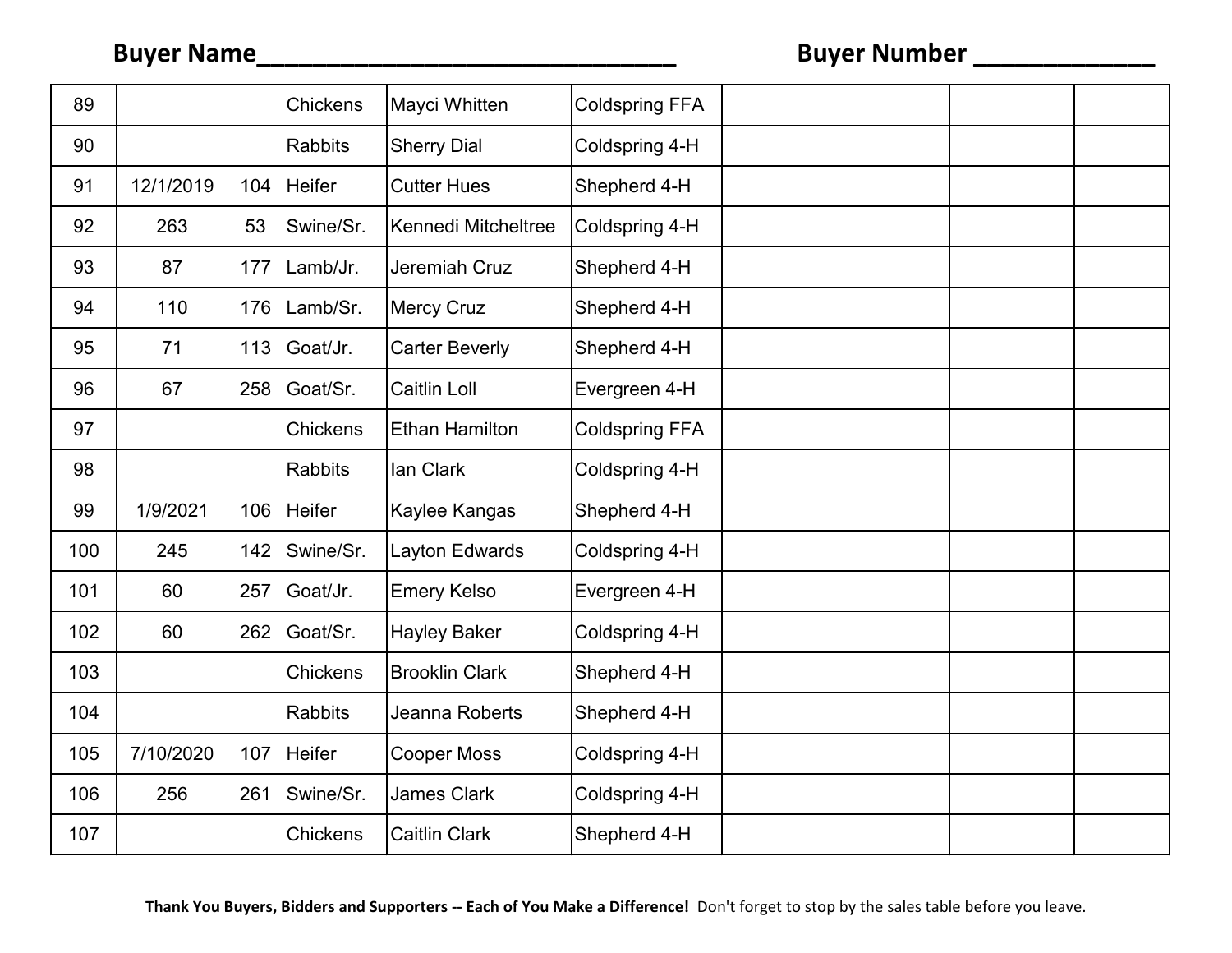**Buyer Name**______________________________ **Buyer Number** _____________

| | | | | | | | | |
|---|---|---|---|---|---|---|---|---|
| 89 | | | Chickens | Mayci Whitten | Coldspring FFA | | | |
| 90 | | | Rabbits | Sherry Dial | Coldspring 4-H | | | |
| 91 | 12/1/2019 | 104 | Heifer | Cutter Hues | Shepherd 4-H | | | |
| 92 | 263 | 53 | Swine/Sr. | Kennedi Mitcheltree | Coldspring 4-H | | | |
| 93 | 87 | 177 | Lamb/Jr. | Jeremiah Cruz | Shepherd 4-H | | | |
| 94 | 110 | 176 | Lamb/Sr. | Mercy Cruz | Shepherd 4-H | | | |
| 95 | 71 | 113 | Goat/Jr. | Carter Beverly | Shepherd 4-H | | | |
| 96 | 67 | 258 | Goat/Sr. | Caitlin Loll | Evergreen 4-H | | | |
| 97 | | | Chickens | Ethan Hamilton | Coldspring FFA | | | |
| 98 | | | Rabbits | Ian Clark | Coldspring 4-H | | | |
| 99 | 1/9/2021 | 106 | Heifer | Kaylee Kangas | Shepherd 4-H | | | |
| 100 | 245 | 142 | Swine/Sr. | Layton Edwards | Coldspring 4-H | | | |
| 101 | 60 | 257 | Goat/Jr. | Emery Kelso | Evergreen 4-H | | | |
| 102 | 60 | 262 | Goat/Sr. | Hayley Baker | Coldspring 4-H | | | |
| 103 | | | Chickens | Brooklin Clark | Shepherd 4-H | | | |
| 104 | | | Rabbits | Jeanna Roberts | Shepherd 4-H | | | |
| 105 | 7/10/2020 | 107 | Heifer | Cooper Moss | Coldspring 4-H | | | |
| 106 | 256 | 261 | Swine/Sr. | James Clark | Coldspring 4-H | | | |
| 107 | | | Chickens | Caitlin Clark | Shepherd 4-H | | | |

**Thank You Buyers, Bidders and Supporters -- Each of You Make a Difference!** Don't forget to stop by the sales table before you leave.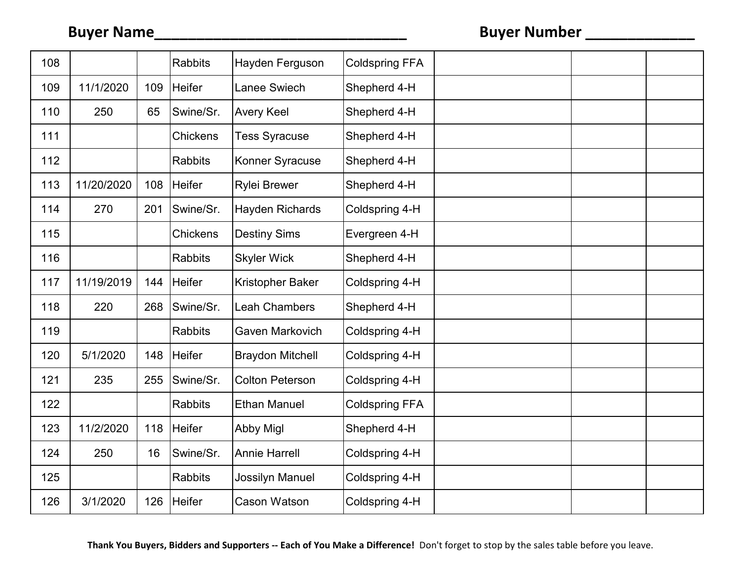**Buyer Name**_______________________________ **Buyer Number** _____________

| | | | | | | | | |
|---|---|---|---|---|---|---|---|---|
| 108 | | | Rabbits | Hayden Ferguson | Coldspring FFA | | | |
| 109 | 11/1/2020 | 109 | Heifer | Lanee Swiech | Shepherd 4-H | | | |
| 110 | 250 | 65 | Swine/Sr. | Avery Keel | Shepherd 4-H | | | |
| 111 | | | Chickens | Tess Syracuse | Shepherd 4-H | | | |
| 112 | | | Rabbits | Konner Syracuse | Shepherd 4-H | | | |
| 113 | 11/20/2020 | 108 | Heifer | Rylei Brewer | Shepherd 4-H | | | |
| 114 | 270 | 201 | Swine/Sr. | Hayden Richards | Coldspring 4-H | | | |
| 115 | | | Chickens | Destiny Sims | Evergreen 4-H | | | |
| 116 | | | Rabbits | Skyler Wick | Shepherd 4-H | | | |
| 117 | 11/19/2019 | 144 | Heifer | Kristopher Baker | Coldspring 4-H | | | |
| 118 | 220 | 268 | Swine/Sr. | Leah Chambers | Shepherd 4-H | | | |
| 119 | | | Rabbits | Gaven Markovich | Coldspring 4-H | | | |
| 120 | 5/1/2020 | 148 | Heifer | Braydon Mitchell | Coldspring 4-H | | | |
| 121 | 235 | 255 | Swine/Sr. | Colton Peterson | Coldspring 4-H | | | |
| 122 | | | Rabbits | Ethan Manuel | Coldspring FFA | | | |
| 123 | 11/2/2020 | 118 | Heifer | Abby Migl | Shepherd 4-H | | | |
| 124 | 250 | 16 | Swine/Sr. | Annie Harrell | Coldspring 4-H | | | |
| 125 | | | Rabbits | Jossilyn Manuel | Coldspring 4-H | | | |
| 126 | 3/1/2020 | 126 | Heifer | Cason Watson | Coldspring 4-H | | | |

**Thank You Buyers, Bidders and Supporters -- Each of You Make a Difference!** Don't forget to stop by the sales table before you leave.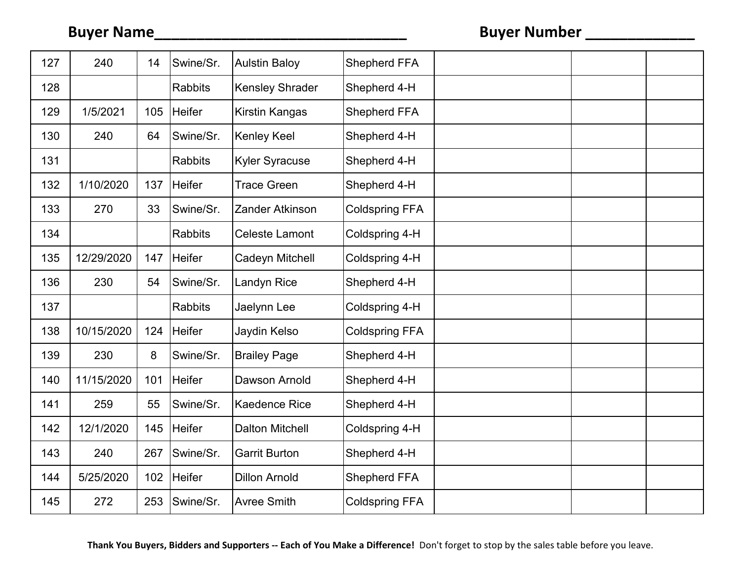**Buyer Name**________________________________ **Buyer Number** ______________

| | | | | | | | | |
|---|---|---|---|---|---|---|---|---|
| 127 | 240 | 14 | Swine/Sr. | Aulstin Baloy | Shepherd FFA | | | |
| 128 | | | Rabbits | Kensley Shrader | Shepherd 4-H | | | |
| 129 | 1/5/2021 | 105 | Heifer | Kirstin Kangas | Shepherd FFA | | | |
| 130 | 240 | 64 | Swine/Sr. | Kenley Keel | Shepherd 4-H | | | |
| 131 | | | Rabbits | Kyler Syracuse | Shepherd 4-H | | | |
| 132 | 1/10/2020 | 137 | Heifer | Trace Green | Shepherd 4-H | | | |
| 133 | 270 | 33 | Swine/Sr. | Zander Atkinson | Coldspring FFA | | | |
| 134 | | | Rabbits | Celeste Lamont | Coldspring 4-H | | | |
| 135 | 12/29/2020 | 147 | Heifer | Cadeyn Mitchell | Coldspring 4-H | | | |
| 136 | 230 | 54 | Swine/Sr. | Landyn Rice | Shepherd 4-H | | | |
| 137 | | | Rabbits | Jaelynn Lee | Coldspring 4-H | | | |
| 138 | 10/15/2020 | 124 | Heifer | Jaydin Kelso | Coldspring FFA | | | |
| 139 | 230 | 8 | Swine/Sr. | Brailey Page | Shepherd 4-H | | | |
| 140 | 11/15/2020 | 101 | Heifer | Dawson Arnold | Shepherd 4-H | | | |
| 141 | 259 | 55 | Swine/Sr. | Kaedence Rice | Shepherd 4-H | | | |
| 142 | 12/1/2020 | 145 | Heifer | Dalton Mitchell | Coldspring 4-H | | | |
| 143 | 240 | 267 | Swine/Sr. | Garrit Burton | Shepherd 4-H | | | |
| 144 | 5/25/2020 | 102 | Heifer | Dillon Arnold | Shepherd FFA | | | |
| 145 | 272 | 253 | Swine/Sr. | Avree Smith | Coldspring FFA | | | |

**Thank You Buyers, Bidders and Supporters -- Each of You Make a Difference!** Don't forget to stop by the sales table before you leave.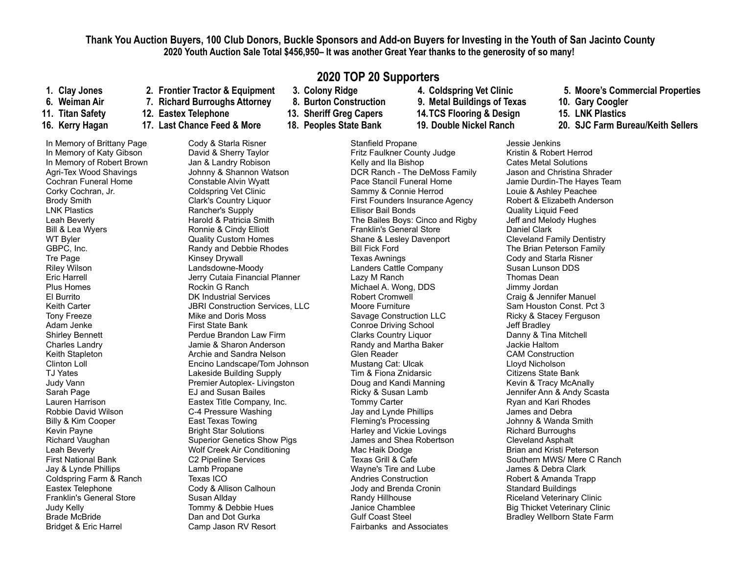**Thank You Auction Buyers, 100 Club Donors, Buckle Sponsors and Add-on Buyers for Investing in the Youth of San Jacinto County**

**2020 Youth Auction Sale Total $456,950– It was another Great Year thanks to the generosity of so many!**

## 2020 TOP 20 Supporters

1. **Clay Jones**
2. **Frontier Tractor & Equipment**
3. **Colony Ridge**
4. **Coldspring Vet Clinic**
5. **Moore's Commercial Properties**
6. **Weiman Air**
7. **Richard Burroughs Attorney**
8. **Burton Construction**
9. **Metal Buildings of Texas**
10. **Gary Coogler**
11. **Titan Safety**
12. **Eastex Telephone**
13. **Sheriff Greg Capers**
14. **TCS Flooring & Design**
15. **LNK Plastics**
16. **Kerry Hagan**
17. **Last Chance Feed & More**
18. **Peoples State Bank**
19. **Double Nickel Ranch**
20. **SJC Farm Bureau/Keith Sellers**

In Memory of Brittany Page
In Memory of Katy Gibson
In Memory of Robert Brown
Agri-Tex Wood Shavings
Cochran Funeral Home
Corky Cochran, Jr.
Brody Smith
LNK Plastics
Leah Beverly
Bill & Lea Wyers
WT Byler
GBPC, Inc.
Tre Page
Riley Wilson
Eric Harrell
Plus Homes
El Burrito
Keith Carter
Tony Freeze
Adam Jenke
Shirley Bennett
Charles Landry
Keith Stapleton
Clinton Loll
TJ Yates
Judy Vann
Sarah Page
Lauren Harrison
Robbie David Wilson
Billy & Kim Cooper
Kevin Payne
Richard Vaughan
Leah Beverly
First National Bank
Jay & Lynde Phillips
Coldspring Farm & Ranch
Eastex Telephone
Franklin's General Store
Judy Kelly
Brade McBride
Bridget & Eric Harrel

Cody & Starla Risner
David & Sherry Taylor
Jan & Landry Robison
Johnny & Shannon Watson
Constable Alvin Wyatt
Coldspring Vet Clinic
Clark's Country Liquor
Rancher's Supply
Harold & Patricia Smith
Ronnie & Cindy Elliott
Quality Custom Homes
Randy and Debbie Rhodes
Kinsey Drywall
Landsdowne-Moody
Jerry Cutaia Financial Planner
Rockin G Ranch
DK Industrial Services
JBRI Construction Services, LLC
Mike and Doris Moss
First State Bank
Perdue Brandon Law Firm
Jamie & Sharon Anderson
Archie and Sandra Nelson
Encino Landscape/Tom Johnson
Lakeside Building Supply
Premier Autoplex- Livingston
EJ and Susan Bailes
Eastex Title Company, Inc.
C-4 Pressure Washing
East Texas Towing
Bright Star Solutions
Superior Genetics Show Pigs
Wolf Creek Air Conditioning
C2 Pipeline Services
Lamb Propane
Texas ICO
Cody & Allison Calhoun
Susan Allday
Tommy & Debbie Hues
Dan and Dot Gurka
Camp Jason RV Resort

Stanfield Propane
Fritz Faulkner County Judge
Kelly and Ila Bishop
DCR Ranch - The DeMoss Family
Pace Stancil Funeral Home
Sammy & Connie Herrod
First Founders Insurance Agency
Ellisor Bail Bonds
The Bailes Boys: Cinco and Rigby
Franklin's General Store
Shane & Lesley Davenport
Bill Fick Ford
Texas Awnings
Landers Cattle Company
Lazy M Ranch
Michael A. Wong, DDS
Robert Cromwell
Moore Furniture
Savage Construction LLC
Conroe Driving School
Clarks Country Liquor
Randy and Martha Baker
Glen Reader
Mustang Cat: Ulcak
Tim & Fiona Znidarsic
Doug and Kandi Manning
Ricky & Susan Lamb
Tommy Carter
Jay and Lynde Phillips
Fleming's Processing
Harley and Vickie Lovings
James and Shea Robertson
Mac Haik Dodge
Texas Grill & Cafe
Wayne's Tire and Lube
Andries Construction
Jody and Brenda Cronin
Randy Hillhouse
Janice Chamblee
Gulf Coast Steel
Fairbanks and Associates

Jessie Jenkins
Kristin & Robert Herrod
Cates Metal Solutions
Jason and Christina Shrader
Jamie Durdin-The Hayes Team
Louie & Ashley Peachee
Robert & Elizabeth Anderson
Quality Liquid Feed
Jeff and Melody Hughes
Daniel Clark
Cleveland Family Dentistry
The Brian Peterson Family
Cody and Starla Risner
Susan Lunson DDS
Thomas Dean
Jimmy Jordan
Craig & Jennifer Manuel
Sam Houston Const. Pct 3
Ricky & Stacey Ferguson
Jeff Bradley
Danny & Tina Mitchell
Jackie Haltom
CAM Construction
Lloyd Nicholson
Citizens State Bank
Kevin & Tracy McAnally
Jennifer Ann & Andy Scasta
Ryan and Kari Rhodes
James and Debra
Johnny & Wanda Smith
Richard Burroughs
Cleveland Asphalt
Brian and Kristi Peterson
Southern MWS/ Mere C Ranch
James & Debra Clark
Robert & Amanda Trapp
Standard Buildings
Riceland Veterinary Clinic
Big Thicket Veterinary Clinic
Bradley Wellborn State Farm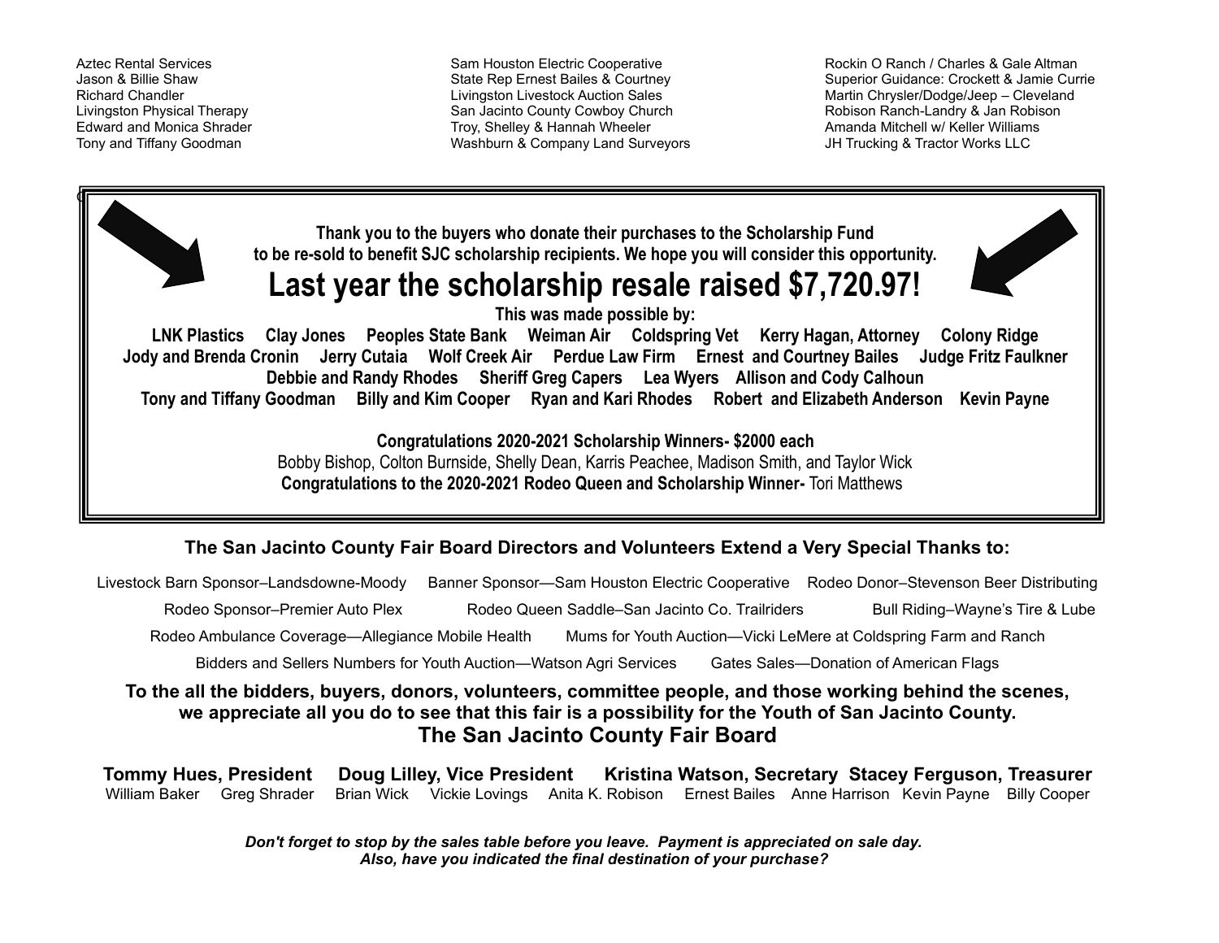Aztec Rental Services
Jason & Billie Shaw
Richard Chandler
Livingston Physical Therapy
Edward and Monica Shrader
Tony and Tiffany Goodman

Sam Houston Electric Cooperative
State Rep Ernest Bailes & Courtney
Livingston Livestock Auction Sales
San Jacinto County Cowboy Church
Troy, Shelley & Hannah Wheeler
Washburn & Company Land Surveyors

Rockin O Ranch / Charles & Gale Altman
Superior Guidance: Crockett & Jamie Currie
Martin Chrysler/Dodge/Jeep – Cleveland
Robison Ranch-Landry & Jan Robison
Amanda Mitchell w/ Keller Williams
JH Trucking & Tractor Works LLC

**Thank you to the buyers who donate their purchases to the Scholarship Fund to be re-sold to benefit SJC scholarship recipients. We hope you will consider this opportunity.**

## Last year the scholarship resale raised $7,720.97!

**This was made possible by:**

**LNK Plastics  Clay Jones  Peoples State Bank  Weiman Air  Coldspring Vet  Kerry Hagan, Attorney  Colony Ridge  Jody and Brenda Cronin  Jerry Cutaia  Wolf Creek Air  Perdue Law Firm  Ernest and Courtney Bailes  Judge Fritz Faulkner  Debbie and Randy Rhodes  Sheriff Greg Capers  Lea Wyers  Allison and Cody Calhoun  Tony and Tiffany Goodman  Billy and Kim Cooper  Ryan and Kari Rhodes  Robert and Elizabeth Anderson  Kevin Payne**

**Congratulations 2020-2021 Scholarship Winners- $2000 each**

Bobby Bishop, Colton Burnside, Shelly Dean, Karris Peachee, Madison Smith, and Taylor Wick

**Congratulations to the 2020-2021 Rodeo Queen and Scholarship Winner-** Tori Matthews

### The San Jacinto County Fair Board Directors and Volunteers Extend a Very Special Thanks to:

Livestock Barn Sponsor–Landsdowne-Moody  Banner Sponsor—Sam Houston Electric Cooperative  Rodeo Donor–Stevenson Beer Distributing

Rodeo Sponsor–Premier Auto Plex  Rodeo Queen Saddle–San Jacinto Co. Trailriders  Bull Riding–Wayne's Tire & Lube

Rodeo Ambulance Coverage—Allegiance Mobile Health  Mums for Youth Auction—Vicki LeMere at Coldspring Farm and Ranch

Bidders and Sellers Numbers for Youth Auction—Watson Agri Services  Gates Sales—Donation of American Flags

**To the all the bidders, buyers, donors, volunteers, committee people, and those working behind the scenes, we appreciate all you do to see that this fair is a possibility for the Youth of San Jacinto County.**

### The San Jacinto County Fair Board

**Tommy Hues, President  Doug Lilley, Vice President  Kristina Watson, Secretary  Stacey Ferguson, Treasurer**

William Baker  Greg Shrader  Brian Wick  Vickie Lovings  Anita K. Robison  Ernest Bailes  Anne Harrison  Kevin Payne  Billy Cooper

***Don't forget to stop by the sales table before you leave. Payment is appreciated on sale day. Also, have you indicated the final destination of your purchase?***